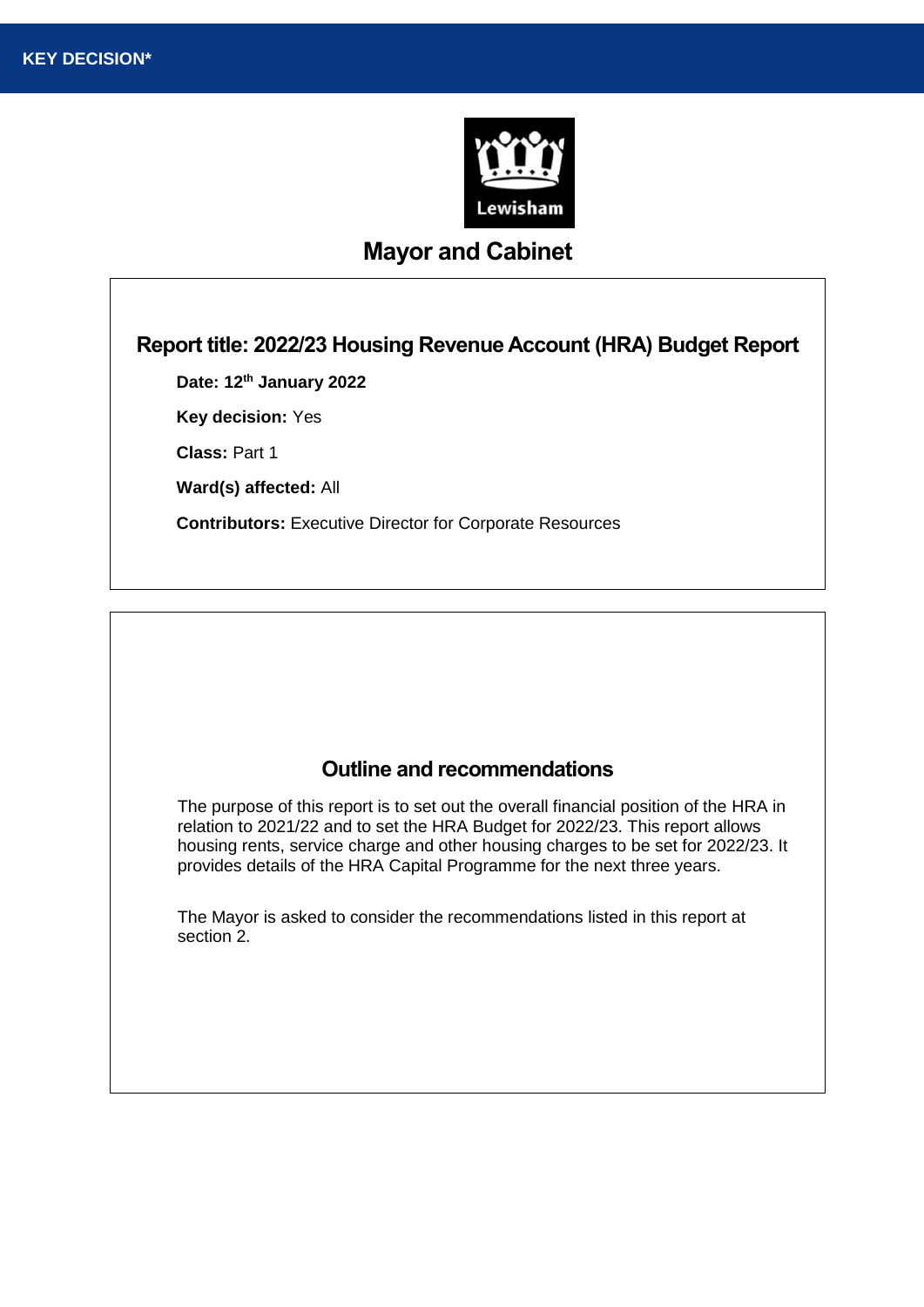**KEY DECISION***

Lewisham

# Mayor and Cabinet

## Report title: 2022/23 Housing Revenue Account (HRA) Budget Report

**Date: 12th January 2022**

**Key decision:** Yes

**Class:** Part 1

**Ward(s) affected:** All

**Contributors:** Executive Director for Corporate Resources

## Outline and recommendations

The purpose of this report is to set out the overall financial position of the HRA in relation to 2021/22 and to set the HRA Budget for 2022/23. This report allows housing rents, service charge and other housing charges to be set for 2022/23. It provides details of the HRA Capital Programme for the next three years.

The Mayor is asked to consider the recommendations listed in this report at section 2.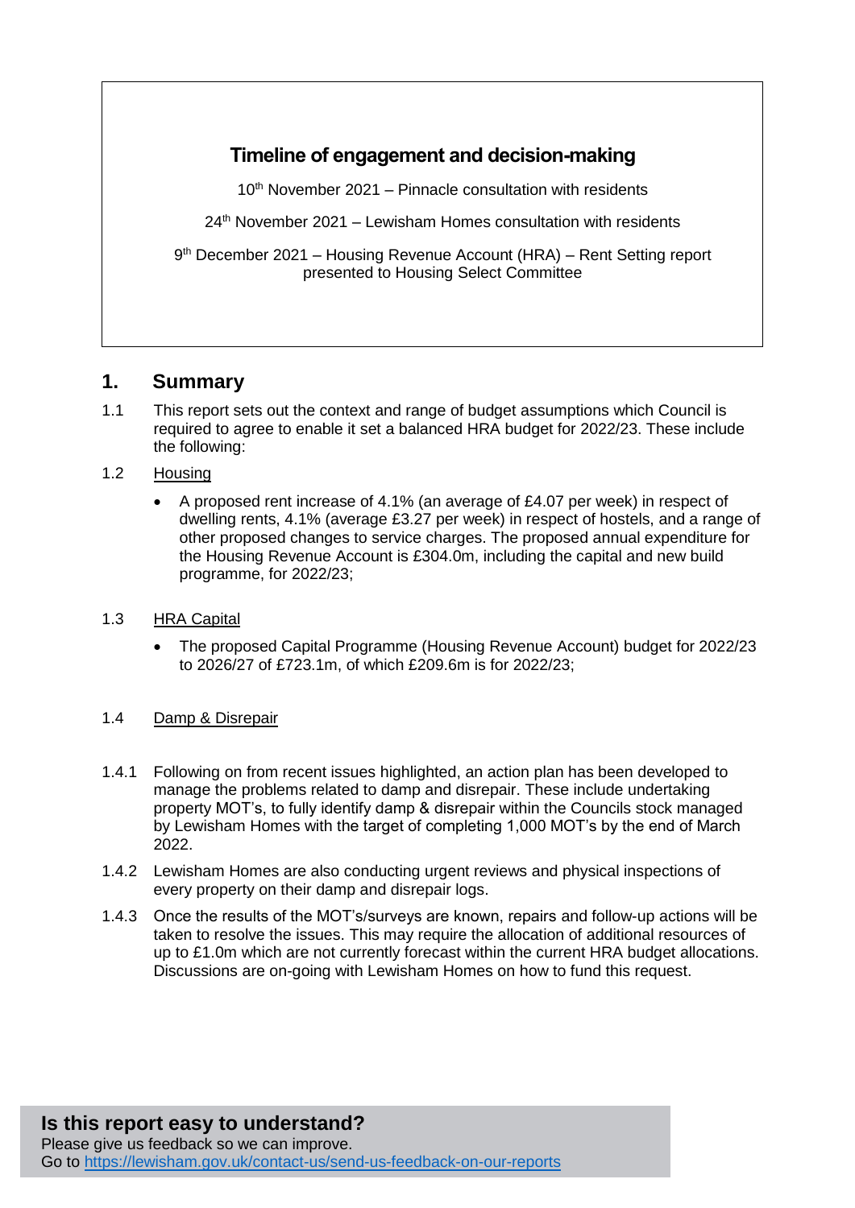## Timeline of engagement and decision-making

10th November 2021 – Pinnacle consultation with residents

24th November 2021 – Lewisham Homes consultation with residents

9th December 2021 – Housing Revenue Account (HRA) – Rent Setting report presented to Housing Select Committee

## 1. Summary

1.1 This report sets out the context and range of budget assumptions which Council is required to agree to enable it set a balanced HRA budget for 2022/23. These include the following:

1.2 Housing

- A proposed rent increase of 4.1% (an average of £4.07 per week) in respect of dwelling rents, 4.1% (average £3.27 per week) in respect of hostels, and a range of other proposed changes to service charges. The proposed annual expenditure for the Housing Revenue Account is £304.0m, including the capital and new build programme, for 2022/23;

1.3 HRA Capital

- The proposed Capital Programme (Housing Revenue Account) budget for 2022/23 to 2026/27 of £723.1m, of which £209.6m is for 2022/23;

1.4 Damp & Disrepair

1.4.1 Following on from recent issues highlighted, an action plan has been developed to manage the problems related to damp and disrepair. These include undertaking property MOT's, to fully identify damp & disrepair within the Councils stock managed by Lewisham Homes with the target of completing 1,000 MOT's by the end of March 2022.

1.4.2 Lewisham Homes are also conducting urgent reviews and physical inspections of every property on their damp and disrepair logs.

1.4.3 Once the results of the MOT's/surveys are known, repairs and follow-up actions will be taken to resolve the issues. This may require the allocation of additional resources of up to £1.0m which are not currently forecast within the current HRA budget allocations. Discussions are on-going with Lewisham Homes on how to fund this request.

**Is this report easy to understand?**
Please give us feedback so we can improve.
Go to https://lewisham.gov.uk/contact-us/send-us-feedback-on-our-reports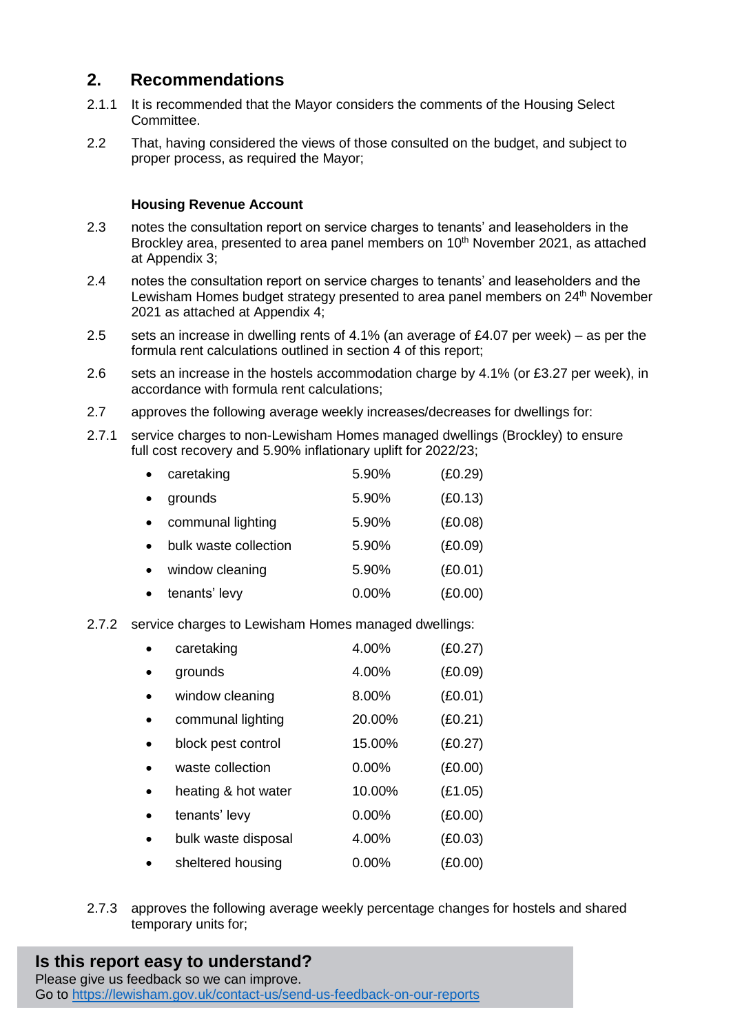## 2. Recommendations

2.1.1 It is recommended that the Mayor considers the comments of the Housing Select Committee.

2.2 That, having considered the views of those consulted on the budget, and subject to proper process, as required the Mayor;

**Housing Revenue Account**

2.3 notes the consultation report on service charges to tenants' and leaseholders in the Brockley area, presented to area panel members on 10th November 2021, as attached at Appendix 3;

2.4 notes the consultation report on service charges to tenants' and leaseholders and the Lewisham Homes budget strategy presented to area panel members on 24th November 2021 as attached at Appendix 4;

2.5 sets an increase in dwelling rents of 4.1% (an average of £4.07 per week) – as per the formula rent calculations outlined in section 4 of this report;

2.6 sets an increase in the hostels accommodation charge by 4.1% (or £3.27 per week), in accordance with formula rent calculations;

2.7 approves the following average weekly increases/decreases for dwellings for:

2.7.1 service charges to non-Lewisham Homes managed dwellings (Brockley) to ensure full cost recovery and 5.90% inflationary uplift for 2022/23;

| | | |
|---|---|---|
| • caretaking | 5.90% | (£0.29) |
| • grounds | 5.90% | (£0.13) |
| • communal lighting | 5.90% | (£0.08) |
| • bulk waste collection | 5.90% | (£0.09) |
| • window cleaning | 5.90% | (£0.01) |
| • tenants' levy | 0.00% | (£0.00) |

2.7.2 service charges to Lewisham Homes managed dwellings:

| | | |
|---|---|---|
| • caretaking | 4.00% | (£0.27) |
| • grounds | 4.00% | (£0.09) |
| • window cleaning | 8.00% | (£0.01) |
| • communal lighting | 20.00% | (£0.21) |
| • block pest control | 15.00% | (£0.27) |
| • waste collection | 0.00% | (£0.00) |
| • heating & hot water | 10.00% | (£1.05) |
| • tenants' levy | 0.00% | (£0.00) |
| • bulk waste disposal | 4.00% | (£0.03) |
| • sheltered housing | 0.00% | (£0.00) |

2.7.3 approves the following average weekly percentage changes for hostels and shared temporary units for;

**Is this report easy to understand?**
Please give us feedback so we can improve.
Go to https://lewisham.gov.uk/contact-us/send-us-feedback-on-our-reports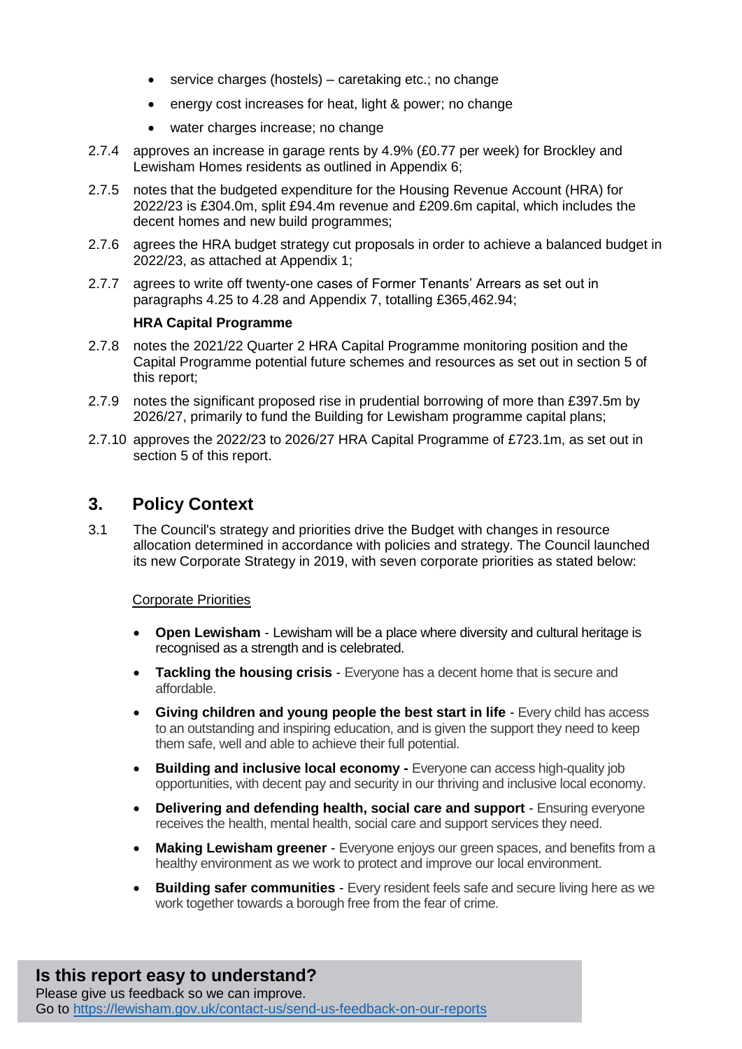- service charges (hostels) – caretaking etc.; no change
- energy cost increases for heat, light & power; no change
- water charges increase; no change

2.7.4 approves an increase in garage rents by 4.9% (£0.77 per week) for Brockley and Lewisham Homes residents as outlined in Appendix 6;

2.7.5 notes that the budgeted expenditure for the Housing Revenue Account (HRA) for 2022/23 is £304.0m, split £94.4m revenue and £209.6m capital, which includes the decent homes and new build programmes;

2.7.6 agrees the HRA budget strategy cut proposals in order to achieve a balanced budget in 2022/23, as attached at Appendix 1;

2.7.7 agrees to write off twenty-one cases of Former Tenants' Arrears as set out in paragraphs 4.25 to 4.28 and Appendix 7, totalling £365,462.94;

**HRA Capital Programme**

2.7.8 notes the 2021/22 Quarter 2 HRA Capital Programme monitoring position and the Capital Programme potential future schemes and resources as set out in section 5 of this report;

2.7.9 notes the significant proposed rise in prudential borrowing of more than £397.5m by 2026/27, primarily to fund the Building for Lewisham programme capital plans;

2.7.10 approves the 2022/23 to 2026/27 HRA Capital Programme of £723.1m, as set out in section 5 of this report.

## 3. Policy Context

3.1 The Council's strategy and priorities drive the Budget with changes in resource allocation determined in accordance with policies and strategy. The Council launched its new Corporate Strategy in 2019, with seven corporate priorities as stated below:

Corporate Priorities

- **Open Lewisham** - Lewisham will be a place where diversity and cultural heritage is recognised as a strength and is celebrated.
- **Tackling the housing crisis** - Everyone has a decent home that is secure and affordable.
- **Giving children and young people the best start in life** - Every child has access to an outstanding and inspiring education, and is given the support they need to keep them safe, well and able to achieve their full potential.
- **Building and inclusive local economy -** Everyone can access high-quality job opportunities, with decent pay and security in our thriving and inclusive local economy.
- **Delivering and defending health, social care and support** - Ensuring everyone receives the health, mental health, social care and support services they need.
- **Making Lewisham greener** - Everyone enjoys our green spaces, and benefits from a healthy environment as we work to protect and improve our local environment.
- **Building safer communities** - Every resident feels safe and secure living here as we work together towards a borough free from the fear of crime.

**Is this report easy to understand?**
Please give us feedback so we can improve.
Go to https://lewisham.gov.uk/contact-us/send-us-feedback-on-our-reports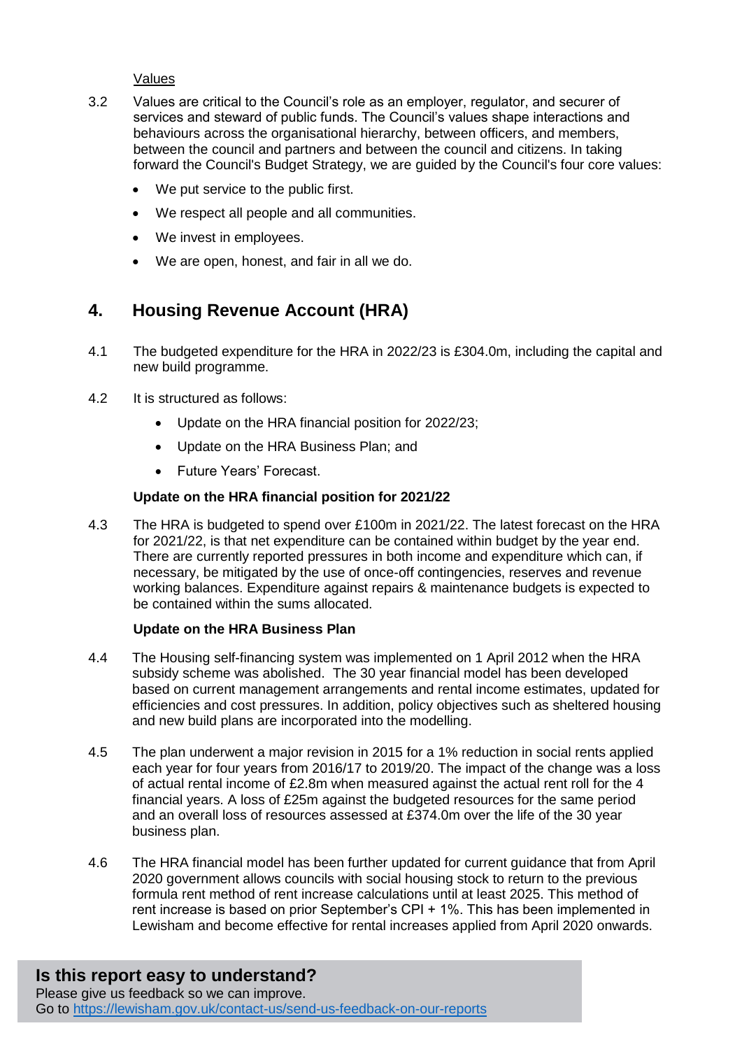Values

3.2 Values are critical to the Council's role as an employer, regulator, and securer of services and steward of public funds. The Council's values shape interactions and behaviours across the organisational hierarchy, between officers, and members, between the council and partners and between the council and citizens. In taking forward the Council's Budget Strategy, we are guided by the Council's four core values:

- We put service to the public first.
- We respect all people and all communities.
- We invest in employees.
- We are open, honest, and fair in all we do.

## 4. Housing Revenue Account (HRA)

4.1 The budgeted expenditure for the HRA in 2022/23 is £304.0m, including the capital and new build programme.

4.2 It is structured as follows:

- Update on the HRA financial position for 2022/23;
- Update on the HRA Business Plan; and
- Future Years' Forecast.

**Update on the HRA financial position for 2021/22**

4.3 The HRA is budgeted to spend over £100m in 2021/22. The latest forecast on the HRA for 2021/22, is that net expenditure can be contained within budget by the year end. There are currently reported pressures in both income and expenditure which can, if necessary, be mitigated by the use of once-off contingencies, reserves and revenue working balances. Expenditure against repairs & maintenance budgets is expected to be contained within the sums allocated.

**Update on the HRA Business Plan**

4.4 The Housing self-financing system was implemented on 1 April 2012 when the HRA subsidy scheme was abolished. The 30 year financial model has been developed based on current management arrangements and rental income estimates, updated for efficiencies and cost pressures. In addition, policy objectives such as sheltered housing and new build plans are incorporated into the modelling.

4.5 The plan underwent a major revision in 2015 for a 1% reduction in social rents applied each year for four years from 2016/17 to 2019/20. The impact of the change was a loss of actual rental income of £2.8m when measured against the actual rent roll for the 4 financial years. A loss of £25m against the budgeted resources for the same period and an overall loss of resources assessed at £374.0m over the life of the 30 year business plan.

4.6 The HRA financial model has been further updated for current guidance that from April 2020 government allows councils with social housing stock to return to the previous formula rent method of rent increase calculations until at least 2025. This method of rent increase is based on prior September's CPI + 1%. This has been implemented in Lewisham and become effective for rental increases applied from April 2020 onwards.

**Is this report easy to understand?**
Please give us feedback so we can improve.
Go to https://lewisham.gov.uk/contact-us/send-us-feedback-on-our-reports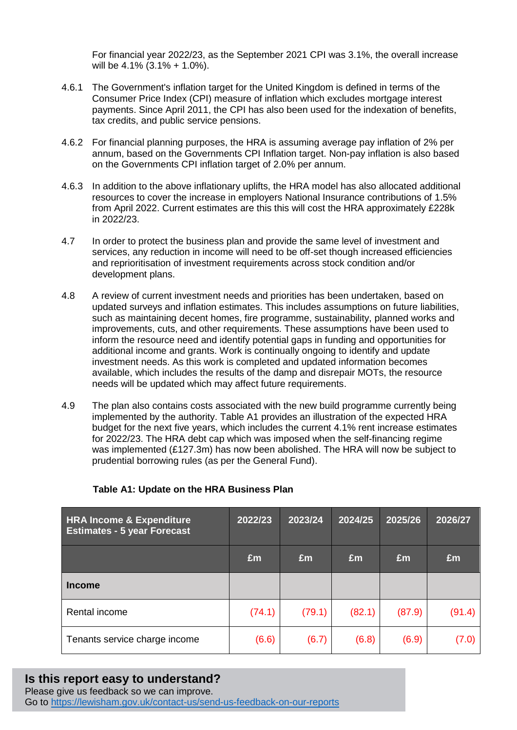For financial year 2022/23, as the September 2021 CPI was 3.1%, the overall increase will be 4.1% (3.1% + 1.0%).

4.6.1 The Government's inflation target for the United Kingdom is defined in terms of the Consumer Price Index (CPI) measure of inflation which excludes mortgage interest payments. Since April 2011, the CPI has also been used for the indexation of benefits, tax credits, and public service pensions.

4.6.2 For financial planning purposes, the HRA is assuming average pay inflation of 2% per annum, based on the Governments CPI Inflation target. Non-pay inflation is also based on the Governments CPI inflation target of 2.0% per annum.

4.6.3 In addition to the above inflationary uplifts, the HRA model has also allocated additional resources to cover the increase in employers National Insurance contributions of 1.5% from April 2022. Current estimates are this this will cost the HRA approximately £228k in 2022/23.

4.7 In order to protect the business plan and provide the same level of investment and services, any reduction in income will need to be off-set though increased efficiencies and reprioritisation of investment requirements across stock condition and/or development plans.

4.8 A review of current investment needs and priorities has been undertaken, based on updated surveys and inflation estimates. This includes assumptions on future liabilities, such as maintaining decent homes, fire programme, sustainability, planned works and improvements, cuts, and other requirements. These assumptions have been used to inform the resource need and identify potential gaps in funding and opportunities for additional income and grants. Work is continually ongoing to identify and update investment needs. As this work is completed and updated information becomes available, which includes the results of the damp and disrepair MOTs, the resource needs will be updated which may affect future requirements.

4.9 The plan also contains costs associated with the new build programme currently being implemented by the authority. Table A1 provides an illustration of the expected HRA budget for the next five years, which includes the current 4.1% rent increase estimates for 2022/23. The HRA debt cap which was imposed when the self-financing regime was implemented (£127.3m) has now been abolished. The HRA will now be subject to prudential borrowing rules (as per the General Fund).

**Table A1: Update on the HRA Business Plan**

| HRA Income & Expenditure Estimates - 5 year Forecast | 2022/23 | 2023/24 | 2024/25 | 2025/26 | 2026/27 |
|---|---|---|---|---|---|
| | £m | £m | £m | £m | £m |
| **Income** | | | | | |
| Rental income | (74.1) | (79.1) | (82.1) | (87.9) | (91.4) |
| Tenants service charge income | (6.6) | (6.7) | (6.8) | (6.9) | (7.0) |

**Is this report easy to understand?**
Please give us feedback so we can improve.
Go to https://lewisham.gov.uk/contact-us/send-us-feedback-on-our-reports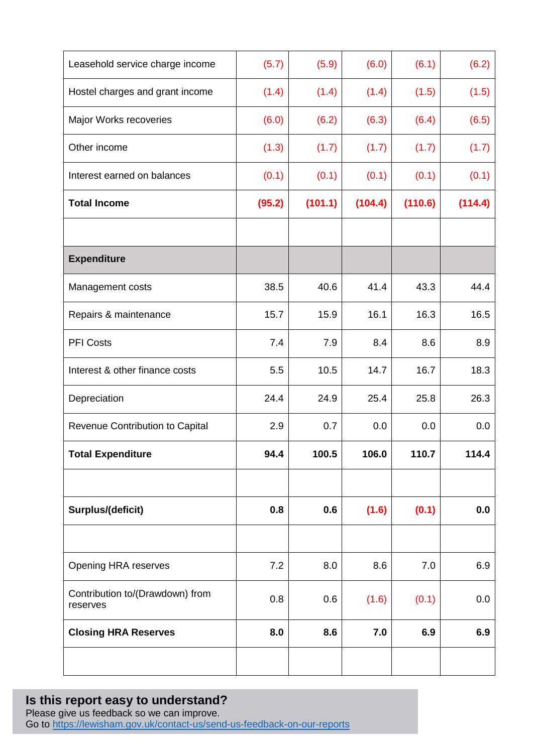| | | | | | |
|---|---|---|---|---|---|
| Leasehold service charge income | (5.7) | (5.9) | (6.0) | (6.1) | (6.2) |
| Hostel charges and grant income | (1.4) | (1.4) | (1.4) | (1.5) | (1.5) |
| Major Works recoveries | (6.0) | (6.2) | (6.3) | (6.4) | (6.5) |
| Other income | (1.3) | (1.7) | (1.7) | (1.7) | (1.7) |
| Interest earned on balances | (0.1) | (0.1) | (0.1) | (0.1) | (0.1) |
| **Total Income** | **(95.2)** | **(101.1)** | **(104.4)** | **(110.6)** | **(114.4)** |
| | | | | | |
| **Expenditure** | | | | | |
| Management costs | 38.5 | 40.6 | 41.4 | 43.3 | 44.4 |
| Repairs & maintenance | 15.7 | 15.9 | 16.1 | 16.3 | 16.5 |
| PFI Costs | 7.4 | 7.9 | 8.4 | 8.6 | 8.9 |
| Interest & other finance costs | 5.5 | 10.5 | 14.7 | 16.7 | 18.3 |
| Depreciation | 24.4 | 24.9 | 25.4 | 25.8 | 26.3 |
| Revenue Contribution to Capital | 2.9 | 0.7 | 0.0 | 0.0 | 0.0 |
| **Total Expenditure** | **94.4** | **100.5** | **106.0** | **110.7** | **114.4** |
| | | | | | |
| **Surplus/(deficit)** | **0.8** | **0.6** | **(1.6)** | **(0.1)** | **0.0** |
| | | | | | |
| Opening HRA reserves | 7.2 | 8.0 | 8.6 | 7.0 | 6.9 |
| Contribution to/(Drawdown) from reserves | 0.8 | 0.6 | (1.6) | (0.1) | 0.0 |
| **Closing HRA Reserves** | **8.0** | **8.6** | **7.0** | **6.9** | **6.9** |
| | | | | | |

**Is this report easy to understand?**
Please give us feedback so we can improve.
Go to https://lewisham.gov.uk/contact-us/send-us-feedback-on-our-reports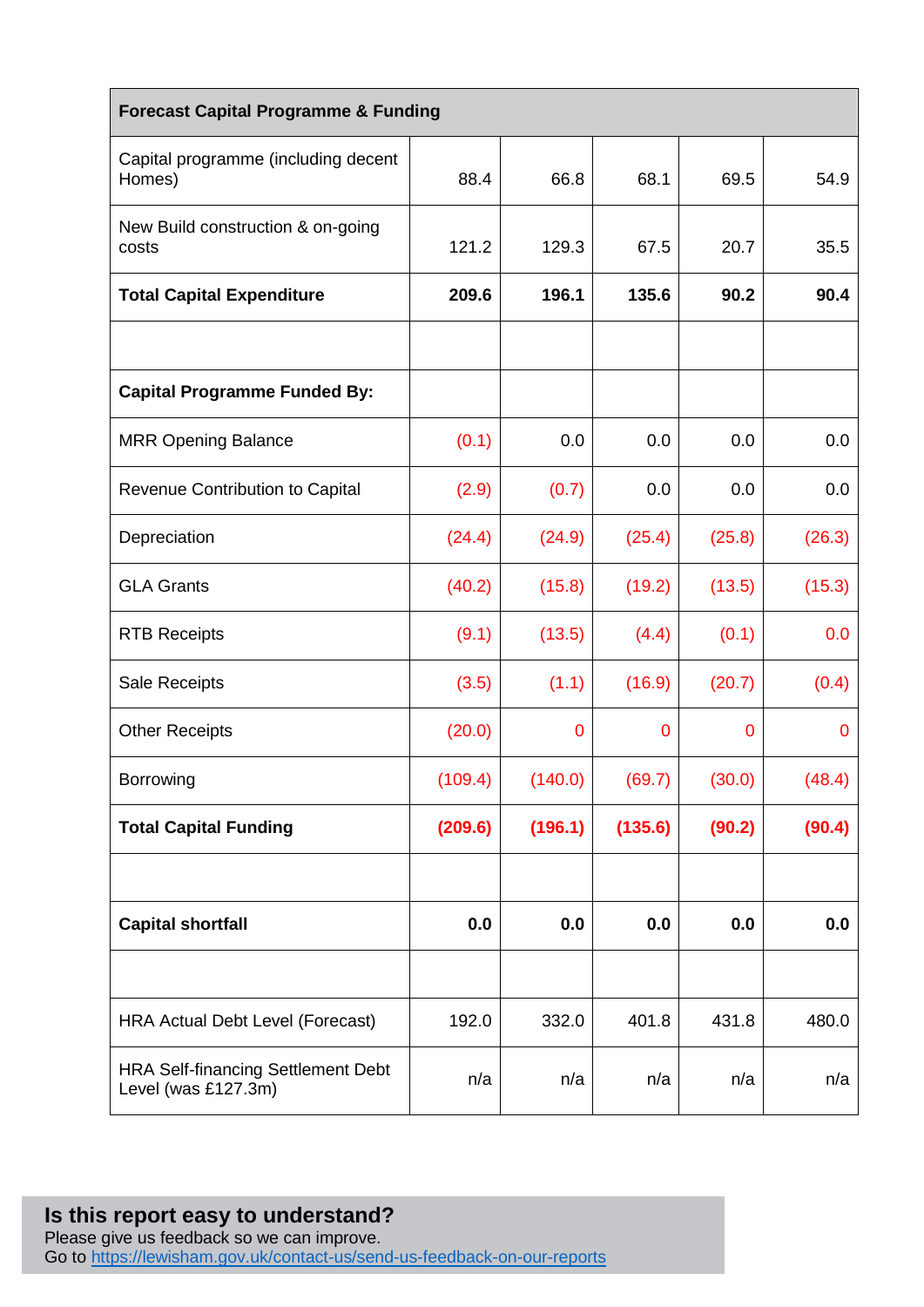| Forecast Capital Programme & Funding | | | | | |
|---|---|---|---|---|---|
| Capital programme (including decent Homes) | 88.4 | 66.8 | 68.1 | 69.5 | 54.9 |
| New Build construction & on-going costs | 121.2 | 129.3 | 67.5 | 20.7 | 35.5 |
| **Total Capital Expenditure** | **209.6** | **196.1** | **135.6** | **90.2** | **90.4** |
| | | | | | |
| **Capital Programme Funded By:** | | | | | |
| MRR Opening Balance | (0.1) | 0.0 | 0.0 | 0.0 | 0.0 |
| Revenue Contribution to Capital | (2.9) | (0.7) | 0.0 | 0.0 | 0.0 |
| Depreciation | (24.4) | (24.9) | (25.4) | (25.8) | (26.3) |
| GLA Grants | (40.2) | (15.8) | (19.2) | (13.5) | (15.3) |
| RTB Receipts | (9.1) | (13.5) | (4.4) | (0.1) | 0.0 |
| Sale Receipts | (3.5) | (1.1) | (16.9) | (20.7) | (0.4) |
| Other Receipts | (20.0) | 0 | 0 | 0 | 0 |
| Borrowing | (109.4) | (140.0) | (69.7) | (30.0) | (48.4) |
| **Total Capital Funding** | **(209.6)** | **(196.1)** | **(135.6)** | **(90.2)** | **(90.4)** |
| | | | | | |
| **Capital shortfall** | **0.0** | **0.0** | **0.0** | **0.0** | **0.0** |
| | | | | | |
| HRA Actual Debt Level (Forecast) | 192.0 | 332.0 | 401.8 | 431.8 | 480.0 |
| HRA Self-financing Settlement Debt Level (was £127.3m) | n/a | n/a | n/a | n/a | n/a |

**Is this report easy to understand?**
Please give us feedback so we can improve.
Go to https://lewisham.gov.uk/contact-us/send-us-feedback-on-our-reports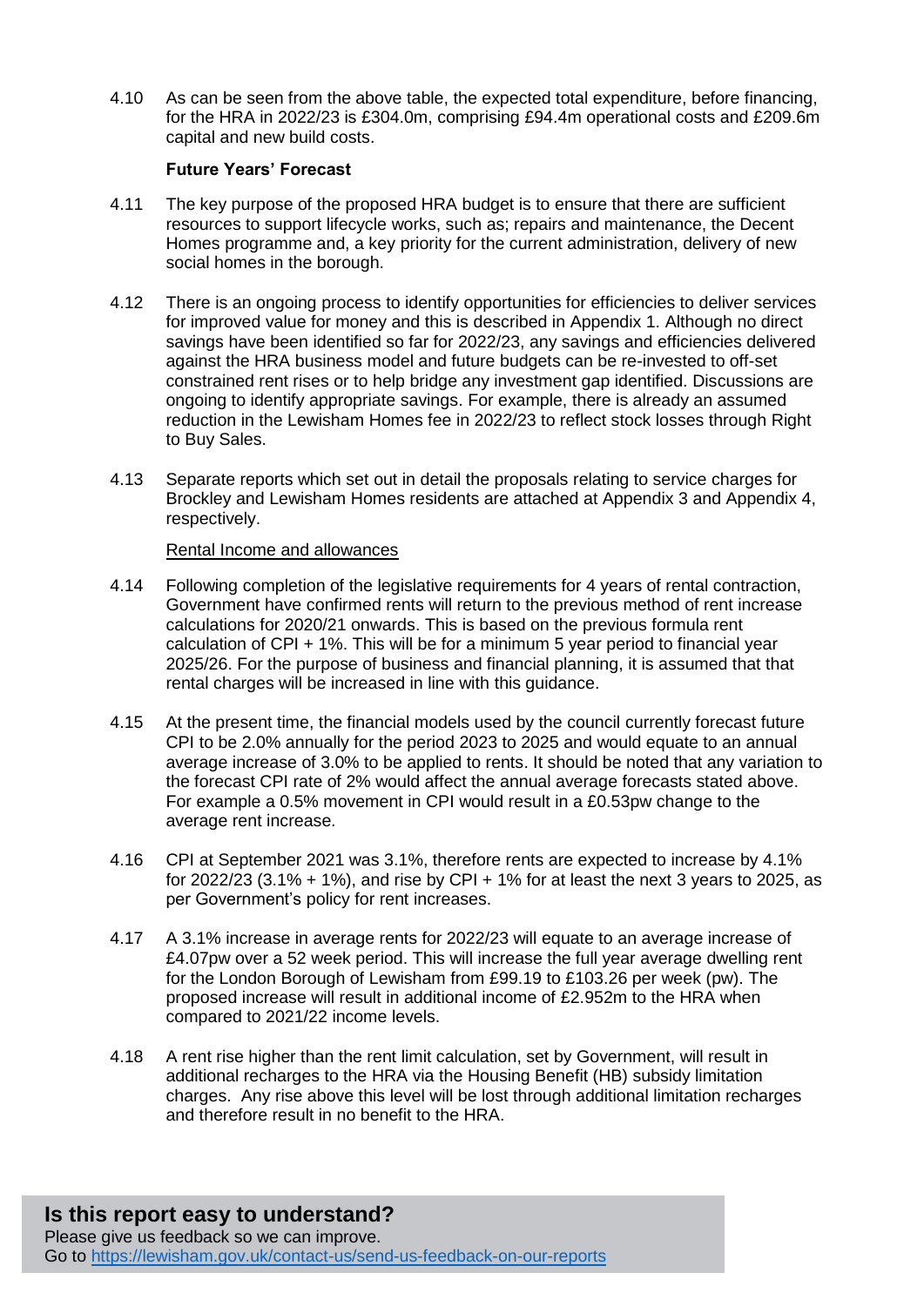4.10 As can be seen from the above table, the expected total expenditure, before financing, for the HRA in 2022/23 is £304.0m, comprising £94.4m operational costs and £209.6m capital and new build costs.

**Future Years' Forecast**

4.11 The key purpose of the proposed HRA budget is to ensure that there are sufficient resources to support lifecycle works, such as; repairs and maintenance, the Decent Homes programme and, a key priority for the current administration, delivery of new social homes in the borough.

4.12 There is an ongoing process to identify opportunities for efficiencies to deliver services for improved value for money and this is described in Appendix 1. Although no direct savings have been identified so far for 2022/23, any savings and efficiencies delivered against the HRA business model and future budgets can be re-invested to off-set constrained rent rises or to help bridge any investment gap identified. Discussions are ongoing to identify appropriate savings. For example, there is already an assumed reduction in the Lewisham Homes fee in 2022/23 to reflect stock losses through Right to Buy Sales.

4.13 Separate reports which set out in detail the proposals relating to service charges for Brockley and Lewisham Homes residents are attached at Appendix 3 and Appendix 4, respectively.

Rental Income and allowances

4.14 Following completion of the legislative requirements for 4 years of rental contraction, Government have confirmed rents will return to the previous method of rent increase calculations for 2020/21 onwards. This is based on the previous formula rent calculation of CPI + 1%. This will be for a minimum 5 year period to financial year 2025/26. For the purpose of business and financial planning, it is assumed that that rental charges will be increased in line with this guidance.

4.15 At the present time, the financial models used by the council currently forecast future CPI to be 2.0% annually for the period 2023 to 2025 and would equate to an annual average increase of 3.0% to be applied to rents. It should be noted that any variation to the forecast CPI rate of 2% would affect the annual average forecasts stated above. For example a 0.5% movement in CPI would result in a £0.53pw change to the average rent increase.

4.16 CPI at September 2021 was 3.1%, therefore rents are expected to increase by 4.1% for 2022/23 (3.1% + 1%), and rise by CPI + 1% for at least the next 3 years to 2025, as per Government's policy for rent increases.

4.17 A 3.1% increase in average rents for 2022/23 will equate to an average increase of £4.07pw over a 52 week period. This will increase the full year average dwelling rent for the London Borough of Lewisham from £99.19 to £103.26 per week (pw). The proposed increase will result in additional income of £2.952m to the HRA when compared to 2021/22 income levels.

4.18 A rent rise higher than the rent limit calculation, set by Government, will result in additional recharges to the HRA via the Housing Benefit (HB) subsidy limitation charges. Any rise above this level will be lost through additional limitation recharges and therefore result in no benefit to the HRA.

**Is this report easy to understand?**
Please give us feedback so we can improve.
Go to https://lewisham.gov.uk/contact-us/send-us-feedback-on-our-reports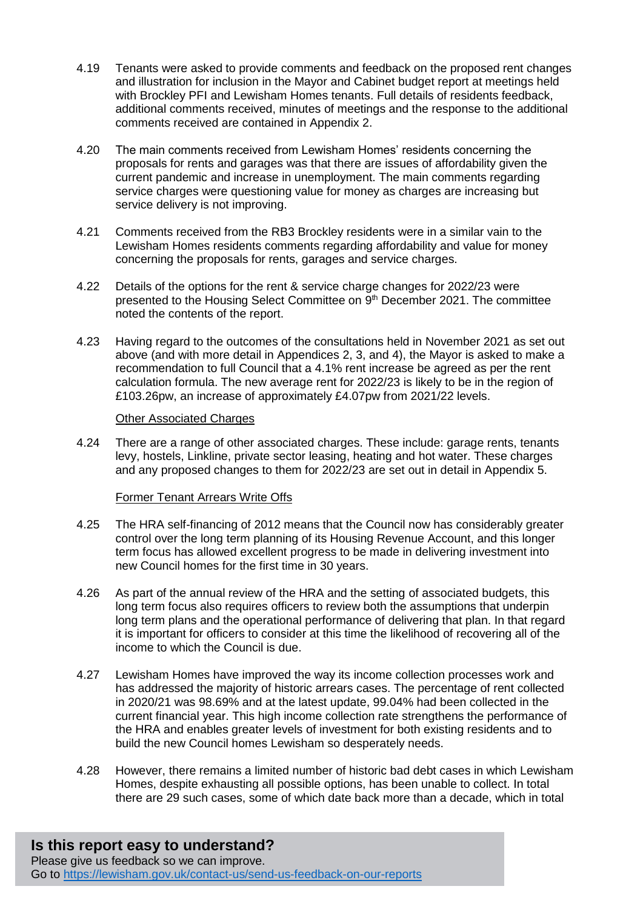4.19 Tenants were asked to provide comments and feedback on the proposed rent changes and illustration for inclusion in the Mayor and Cabinet budget report at meetings held with Brockley PFI and Lewisham Homes tenants. Full details of residents feedback, additional comments received, minutes of meetings and the response to the additional comments received are contained in Appendix 2.

4.20 The main comments received from Lewisham Homes' residents concerning the proposals for rents and garages was that there are issues of affordability given the current pandemic and increase in unemployment. The main comments regarding service charges were questioning value for money as charges are increasing but service delivery is not improving.

4.21 Comments received from the RB3 Brockley residents were in a similar vain to the Lewisham Homes residents comments regarding affordability and value for money concerning the proposals for rents, garages and service charges.

4.22 Details of the options for the rent & service charge changes for 2022/23 were presented to the Housing Select Committee on 9th December 2021. The committee noted the contents of the report.

4.23 Having regard to the outcomes of the consultations held in November 2021 as set out above (and with more detail in Appendices 2, 3, and 4), the Mayor is asked to make a recommendation to full Council that a 4.1% rent increase be agreed as per the rent calculation formula. The new average rent for 2022/23 is likely to be in the region of £103.26pw, an increase of approximately £4.07pw from 2021/22 levels.

Other Associated Charges

4.24 There are a range of other associated charges. These include: garage rents, tenants levy, hostels, Linkline, private sector leasing, heating and hot water. These charges and any proposed changes to them for 2022/23 are set out in detail in Appendix 5.

Former Tenant Arrears Write Offs

4.25 The HRA self-financing of 2012 means that the Council now has considerably greater control over the long term planning of its Housing Revenue Account, and this longer term focus has allowed excellent progress to be made in delivering investment into new Council homes for the first time in 30 years.

4.26 As part of the annual review of the HRA and the setting of associated budgets, this long term focus also requires officers to review both the assumptions that underpin long term plans and the operational performance of delivering that plan. In that regard it is important for officers to consider at this time the likelihood of recovering all of the income to which the Council is due.

4.27 Lewisham Homes have improved the way its income collection processes work and has addressed the majority of historic arrears cases. The percentage of rent collected in 2020/21 was 98.69% and at the latest update, 99.04% had been collected in the current financial year. This high income collection rate strengthens the performance of the HRA and enables greater levels of investment for both existing residents and to build the new Council homes Lewisham so desperately needs.

4.28 However, there remains a limited number of historic bad debt cases in which Lewisham Homes, despite exhausting all possible options, has been unable to collect. In total there are 29 such cases, some of which date back more than a decade, which in total

**Is this report easy to understand?**
Please give us feedback so we can improve.
Go to https://lewisham.gov.uk/contact-us/send-us-feedback-on-our-reports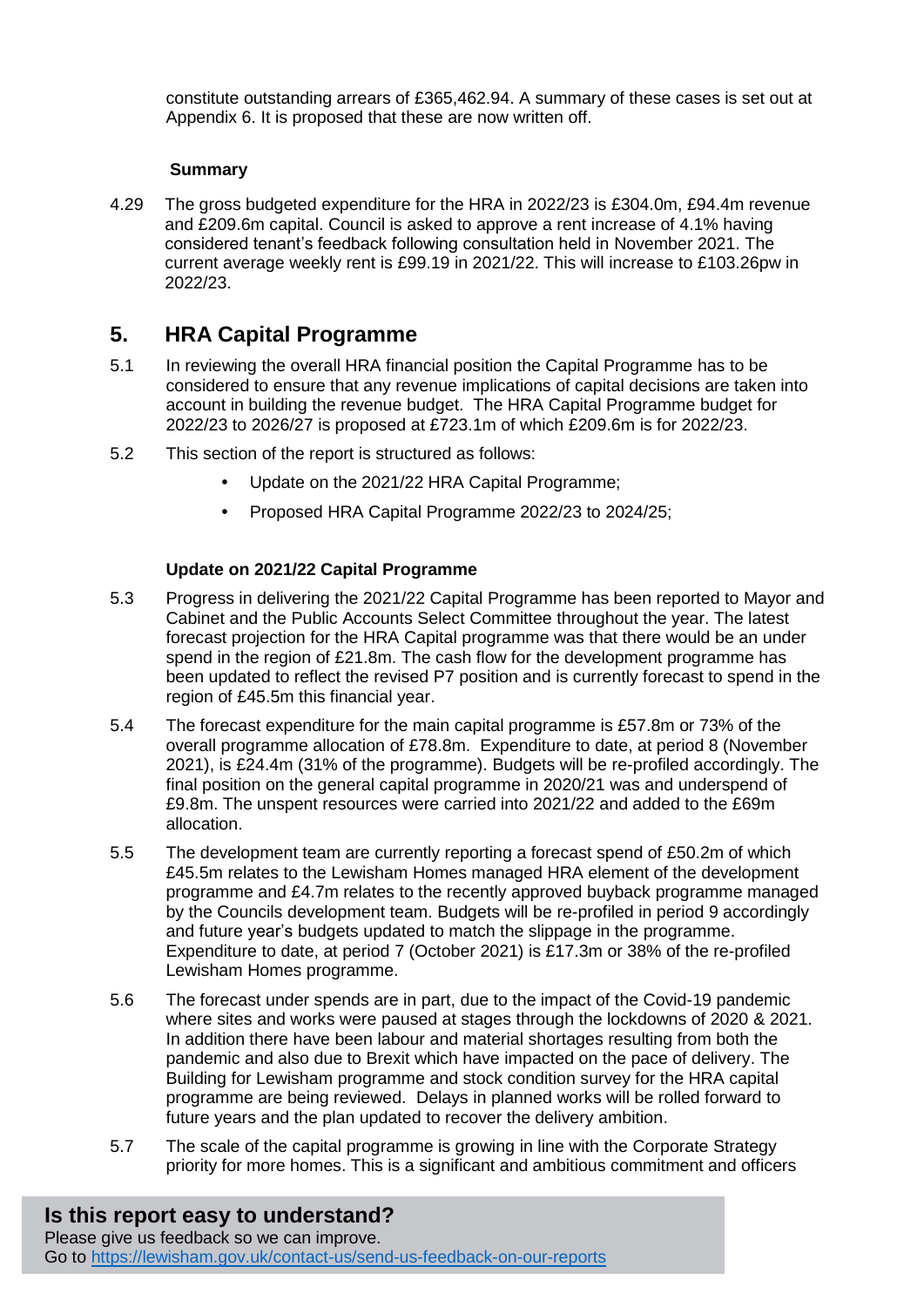constitute outstanding arrears of £365,462.94. A summary of these cases is set out at Appendix 6. It is proposed that these are now written off.

**Summary**

4.29 The gross budgeted expenditure for the HRA in 2022/23 is £304.0m, £94.4m revenue and £209.6m capital. Council is asked to approve a rent increase of 4.1% having considered tenant's feedback following consultation held in November 2021. The current average weekly rent is £99.19 in 2021/22. This will increase to £103.26pw in 2022/23.

## 5. HRA Capital Programme

5.1 In reviewing the overall HRA financial position the Capital Programme has to be considered to ensure that any revenue implications of capital decisions are taken into account in building the revenue budget. The HRA Capital Programme budget for 2022/23 to 2026/27 is proposed at £723.1m of which £209.6m is for 2022/23.

5.2 This section of the report is structured as follows:

- Update on the 2021/22 HRA Capital Programme;
- Proposed HRA Capital Programme 2022/23 to 2024/25;

**Update on 2021/22 Capital Programme**

5.3 Progress in delivering the 2021/22 Capital Programme has been reported to Mayor and Cabinet and the Public Accounts Select Committee throughout the year. The latest forecast projection for the HRA Capital programme was that there would be an under spend in the region of £21.8m. The cash flow for the development programme has been updated to reflect the revised P7 position and is currently forecast to spend in the region of £45.5m this financial year.

5.4 The forecast expenditure for the main capital programme is £57.8m or 73% of the overall programme allocation of £78.8m. Expenditure to date, at period 8 (November 2021), is £24.4m (31% of the programme). Budgets will be re-profiled accordingly. The final position on the general capital programme in 2020/21 was and underspend of £9.8m. The unspent resources were carried into 2021/22 and added to the £69m allocation.

5.5 The development team are currently reporting a forecast spend of £50.2m of which £45.5m relates to the Lewisham Homes managed HRA element of the development programme and £4.7m relates to the recently approved buyback programme managed by the Councils development team. Budgets will be re-profiled in period 9 accordingly and future year's budgets updated to match the slippage in the programme. Expenditure to date, at period 7 (October 2021) is £17.3m or 38% of the re-profiled Lewisham Homes programme.

5.6 The forecast under spends are in part, due to the impact of the Covid-19 pandemic where sites and works were paused at stages through the lockdowns of 2020 & 2021. In addition there have been labour and material shortages resulting from both the pandemic and also due to Brexit which have impacted on the pace of delivery. The Building for Lewisham programme and stock condition survey for the HRA capital programme are being reviewed. Delays in planned works will be rolled forward to future years and the plan updated to recover the delivery ambition.

5.7 The scale of the capital programme is growing in line with the Corporate Strategy priority for more homes. This is a significant and ambitious commitment and officers

**Is this report easy to understand?**
Please give us feedback so we can improve.
Go to https://lewisham.gov.uk/contact-us/send-us-feedback-on-our-reports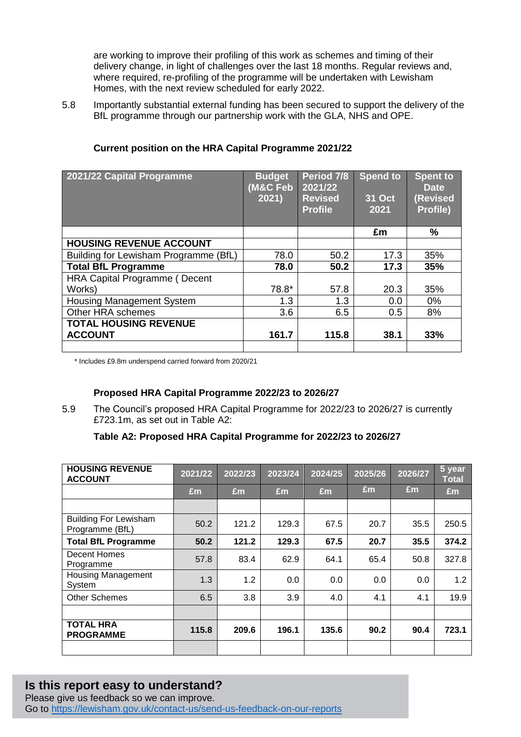are working to improve their profiling of this work as schemes and timing of their delivery change, in light of challenges over the last 18 months. Regular reviews and, where required, re-profiling of the programme will be undertaken with Lewisham Homes, with the next review scheduled for early 2022.

5.8 Importantly substantial external funding has been secured to support the delivery of the BfL programme through our partnership work with the GLA, NHS and OPE.

**Current position on the HRA Capital Programme 2021/22**

| 2021/22 Capital Programme | Budget (M&C Feb 2021) | Period 7/8 2021/22 Revised Profile | Spend to 31 Oct 2021 | Spent to Date (Revised Profile) |
|---|---|---|---|---|
| | | | £m | % |
| **HOUSING REVENUE ACCOUNT** | | | | |
| Building for Lewisham Programme (BfL) | 78.0 | 50.2 | 17.3 | 35% |
| **Total BfL Programme** | **78.0** | **50.2** | **17.3** | **35%** |
| HRA Capital Programme ( Decent Works) | 78.8* | 57.8 | 20.3 | 35% |
| Housing Management System | 1.3 | 1.3 | 0.0 | 0% |
| Other HRA schemes | 3.6 | 6.5 | 0.5 | 8% |
| **TOTAL HOUSING REVENUE ACCOUNT** | **161.7** | **115.8** | **38.1** | **33%** |
| | | | | |

\* Includes £9.8m underspend carried forward from 2020/21

**Proposed HRA Capital Programme 2022/23 to 2026/27**

5.9 The Council's proposed HRA Capital Programme for 2022/23 to 2026/27 is currently £723.1m, as set out in Table A2:

**Table A2: Proposed HRA Capital Programme for 2022/23 to 2026/27**

| HOUSING REVENUE ACCOUNT | 2021/22 | 2022/23 | 2023/24 | 2024/25 | 2025/26 | 2026/27 | 5 year Total |
|---|---|---|---|---|---|---|---|
| | £m | £m | £m | £m | £m | £m | £m |
| | | | | | | | |
| Building For Lewisham Programme (BfL) | 50.2 | 121.2 | 129.3 | 67.5 | 20.7 | 35.5 | 250.5 |
| **Total BfL Programme** | **50.2** | **121.2** | **129.3** | **67.5** | **20.7** | **35.5** | **374.2** |
| Decent Homes Programme | 57.8 | 83.4 | 62.9 | 64.1 | 65.4 | 50.8 | 327.8 |
| Housing Management System | 1.3 | 1.2 | 0.0 | 0.0 | 0.0 | 0.0 | 1.2 |
| Other Schemes | 6.5 | 3.8 | 3.9 | 4.0 | 4.1 | 4.1 | 19.9 |
| | | | | | | | |
| **TOTAL HRA PROGRAMME** | **115.8** | **209.6** | **196.1** | **135.6** | **90.2** | **90.4** | **723.1** |
| | | | | | | | |

## Is this report easy to understand?

Please give us feedback so we can improve.
Go to [https://lewisham.gov.uk/contact-us/send-us-feedback-on-our-reports](https://lewisham.gov.uk/contact-us/send-us-feedback-on-our-reports)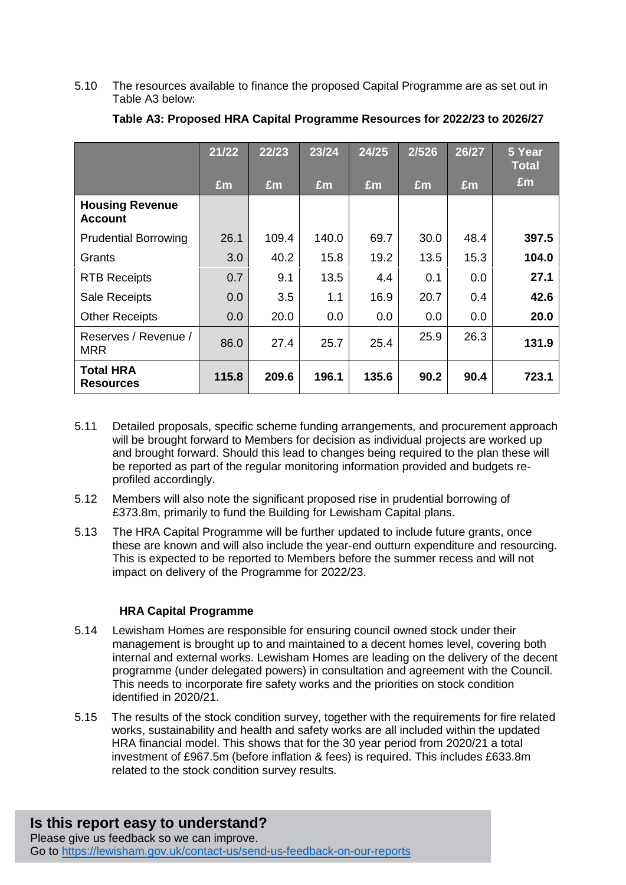5.10 The resources available to finance the proposed Capital Programme are as set out in Table A3 below:

**Table A3: Proposed HRA Capital Programme Resources for 2022/23 to 2026/27**

| | 21/22 £m | 22/23 £m | 23/24 £m | 24/25 £m | 2/526 £m | 26/27 £m | 5 Year Total £m |
|---|---|---|---|---|---|---|---|
| **Housing Revenue Account** | | | | | | | |
| Prudential Borrowing | 26.1 | 109.4 | 140.0 | 69.7 | 30.0 | 48.4 | **397.5** |
| Grants | 3.0 | 40.2 | 15.8 | 19.2 | 13.5 | 15.3 | **104.0** |
| RTB Receipts | 0.7 | 9.1 | 13.5 | 4.4 | 0.1 | 0.0 | **27.1** |
| Sale Receipts | 0.0 | 3.5 | 1.1 | 16.9 | 20.7 | 0.4 | **42.6** |
| Other Receipts | 0.0 | 20.0 | 0.0 | 0.0 | 0.0 | 0.0 | **20.0** |
| Reserves / Revenue / MRR | 86.0 | 27.4 | 25.7 | 25.4 | 25.9 | 26.3 | **131.9** |
| **Total HRA Resources** | **115.8** | **209.6** | **196.1** | **135.6** | **90.2** | **90.4** | **723.1** |

5.11 Detailed proposals, specific scheme funding arrangements, and procurement approach will be brought forward to Members for decision as individual projects are worked up and brought forward. Should this lead to changes being required to the plan these will be reported as part of the regular monitoring information provided and budgets re-profiled accordingly.

5.12 Members will also note the significant proposed rise in prudential borrowing of £373.8m, primarily to fund the Building for Lewisham Capital plans.

5.13 The HRA Capital Programme will be further updated to include future grants, once these are known and will also include the year-end outturn expenditure and resourcing. This is expected to be reported to Members before the summer recess and will not impact on delivery of the Programme for 2022/23.

**HRA Capital Programme**

5.14 Lewisham Homes are responsible for ensuring council owned stock under their management is brought up to and maintained to a decent homes level, covering both internal and external works. Lewisham Homes are leading on the delivery of the decent programme (under delegated powers) in consultation and agreement with the Council. This needs to incorporate fire safety works and the priorities on stock condition identified in 2020/21.

5.15 The results of the stock condition survey, together with the requirements for fire related works, sustainability and health and safety works are all included within the updated HRA financial model. This shows that for the 30 year period from 2020/21 a total investment of £967.5m (before inflation & fees) is required. This includes £633.8m related to the stock condition survey results.

**Is this report easy to understand?**
Please give us feedback so we can improve.
Go to https://lewisham.gov.uk/contact-us/send-us-feedback-on-our-reports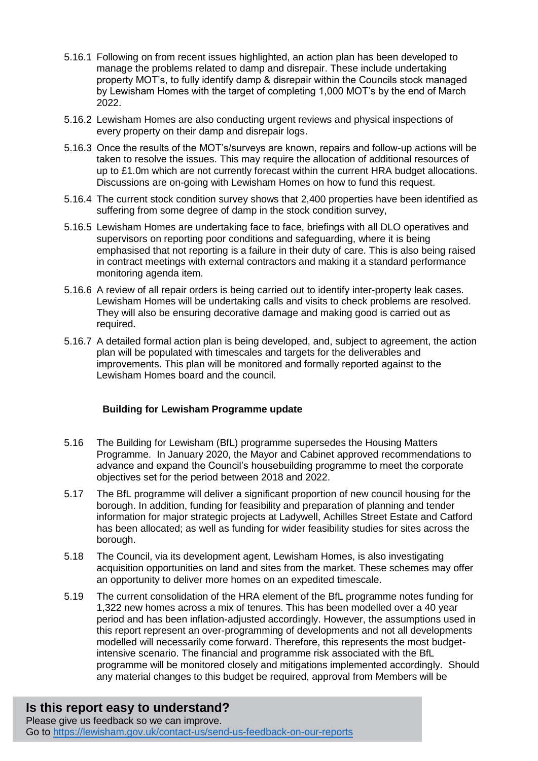5.16.1 Following on from recent issues highlighted, an action plan has been developed to manage the problems related to damp and disrepair. These include undertaking property MOT's, to fully identify damp & disrepair within the Councils stock managed by Lewisham Homes with the target of completing 1,000 MOT's by the end of March 2022.

5.16.2 Lewisham Homes are also conducting urgent reviews and physical inspections of every property on their damp and disrepair logs.

5.16.3 Once the results of the MOT's/surveys are known, repairs and follow-up actions will be taken to resolve the issues. This may require the allocation of additional resources of up to £1.0m which are not currently forecast within the current HRA budget allocations. Discussions are on-going with Lewisham Homes on how to fund this request.

5.16.4 The current stock condition survey shows that 2,400 properties have been identified as suffering from some degree of damp in the stock condition survey,

5.16.5 Lewisham Homes are undertaking face to face, briefings with all DLO operatives and supervisors on reporting poor conditions and safeguarding, where it is being emphasised that not reporting is a failure in their duty of care. This is also being raised in contract meetings with external contractors and making it a standard performance monitoring agenda item.

5.16.6 A review of all repair orders is being carried out to identify inter-property leak cases. Lewisham Homes will be undertaking calls and visits to check problems are resolved. They will also be ensuring decorative damage and making good is carried out as required.

5.16.7 A detailed formal action plan is being developed, and, subject to agreement, the action plan will be populated with timescales and targets for the deliverables and improvements. This plan will be monitored and formally reported against to the Lewisham Homes board and the council.

**Building for Lewisham Programme update**

5.16 The Building for Lewisham (BfL) programme supersedes the Housing Matters Programme. In January 2020, the Mayor and Cabinet approved recommendations to advance and expand the Council's housebuilding programme to meet the corporate objectives set for the period between 2018 and 2022.

5.17 The BfL programme will deliver a significant proportion of new council housing for the borough. In addition, funding for feasibility and preparation of planning and tender information for major strategic projects at Ladywell, Achilles Street Estate and Catford has been allocated; as well as funding for wider feasibility studies for sites across the borough.

5.18 The Council, via its development agent, Lewisham Homes, is also investigating acquisition opportunities on land and sites from the market. These schemes may offer an opportunity to deliver more homes on an expedited timescale.

5.19 The current consolidation of the HRA element of the BfL programme notes funding for 1,322 new homes across a mix of tenures. This has been modelled over a 40 year period and has been inflation-adjusted accordingly. However, the assumptions used in this report represent an over-programming of developments and not all developments modelled will necessarily come forward. Therefore, this represents the most budget-intensive scenario. The financial and programme risk associated with the BfL programme will be monitored closely and mitigations implemented accordingly. Should any material changes to this budget be required, approval from Members will be

**Is this report easy to understand?**
Please give us feedback so we can improve.
Go to https://lewisham.gov.uk/contact-us/send-us-feedback-on-our-reports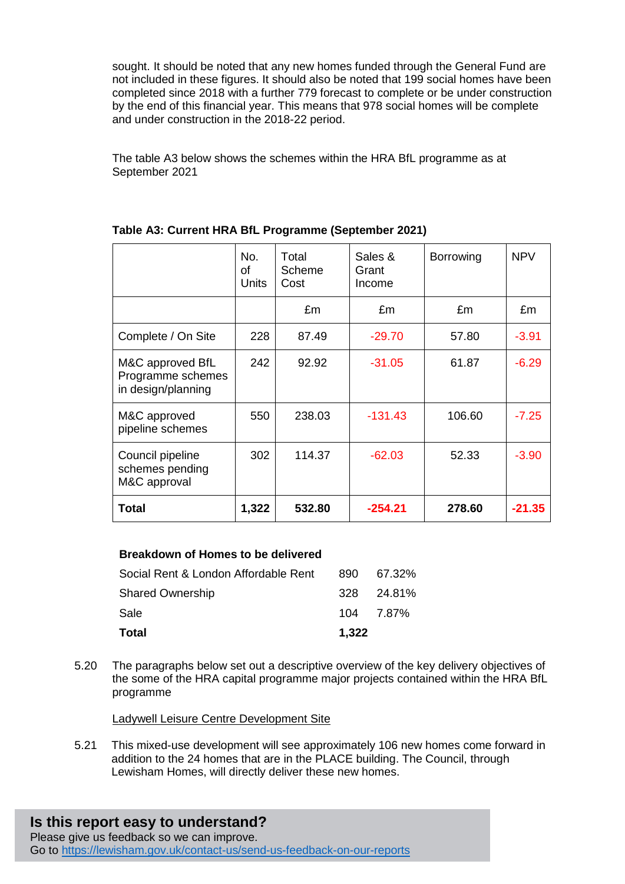sought. It should be noted that any new homes funded through the General Fund are not included in these figures. It should also be noted that 199 social homes have been completed since 2018 with a further 779 forecast to complete or be under construction by the end of this financial year. This means that 978 social homes will be complete and under construction in the 2018-22 period.

The table A3 below shows the schemes within the HRA BfL programme as at September 2021

**Table A3: Current HRA BfL Programme (September 2021)**

| | No. of Units | Total Scheme Cost | Sales & Grant Income | Borrowing | NPV |
|---|---|---|---|---|---|
| | | £m | £m | £m | £m |
| Complete / On Site | 228 | 87.49 | -29.70 | 57.80 | -3.91 |
| M&C approved BfL Programme schemes in design/planning | 242 | 92.92 | -31.05 | 61.87 | -6.29 |
| M&C approved pipeline schemes | 550 | 238.03 | -131.43 | 106.60 | -7.25 |
| Council pipeline schemes pending M&C approval | 302 | 114.37 | -62.03 | 52.33 | -3.90 |
| **Total** | **1,322** | **532.80** | **-254.21** | **278.60** | **-21.35** |

| **Breakdown of Homes to be delivered** | | |
|---|---|---|
| Social Rent & London Affordable Rent | 890 | 67.32% |
| Shared Ownership | 328 | 24.81% |
| Sale | 104 | 7.87% |
| **Total** | **1,322** | |

5.20 The paragraphs below set out a descriptive overview of the key delivery objectives of the some of the HRA capital programme major projects contained within the HRA BfL programme

Ladywell Leisure Centre Development Site

5.21 This mixed-use development will see approximately 106 new homes come forward in addition to the 24 homes that are in the PLACE building. The Council, through Lewisham Homes, will directly deliver these new homes.

**Is this report easy to understand?**
Please give us feedback so we can improve.
Go to https://lewisham.gov.uk/contact-us/send-us-feedback-on-our-reports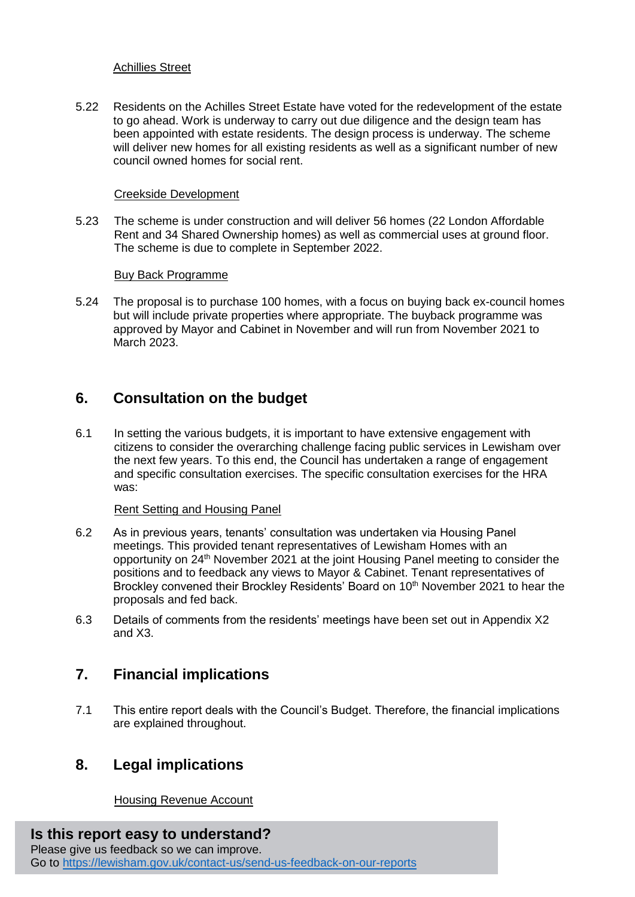Achillies Street

5.22 Residents on the Achilles Street Estate have voted for the redevelopment of the estate to go ahead. Work is underway to carry out due diligence and the design team has been appointed with estate residents. The design process is underway. The scheme will deliver new homes for all existing residents as well as a significant number of new council owned homes for social rent.

Creekside Development

5.23 The scheme is under construction and will deliver 56 homes (22 London Affordable Rent and 34 Shared Ownership homes) as well as commercial uses at ground floor. The scheme is due to complete in September 2022.

Buy Back Programme

5.24 The proposal is to purchase 100 homes, with a focus on buying back ex-council homes but will include private properties where appropriate. The buyback programme was approved by Mayor and Cabinet in November and will run from November 2021 to March 2023.

## 6. Consultation on the budget

6.1 In setting the various budgets, it is important to have extensive engagement with citizens to consider the overarching challenge facing public services in Lewisham over the next few years. To this end, the Council has undertaken a range of engagement and specific consultation exercises. The specific consultation exercises for the HRA was:

Rent Setting and Housing Panel

6.2 As in previous years, tenants' consultation was undertaken via Housing Panel meetings. This provided tenant representatives of Lewisham Homes with an opportunity on 24th November 2021 at the joint Housing Panel meeting to consider the positions and to feedback any views to Mayor & Cabinet. Tenant representatives of Brockley convened their Brockley Residents' Board on 10th November 2021 to hear the proposals and fed back.

6.3 Details of comments from the residents' meetings have been set out in Appendix X2 and X3.

## 7. Financial implications

7.1 This entire report deals with the Council's Budget. Therefore, the financial implications are explained throughout.

## 8. Legal implications

Housing Revenue Account

**Is this report easy to understand?**
Please give us feedback so we can improve.
Go to https://lewisham.gov.uk/contact-us/send-us-feedback-on-our-reports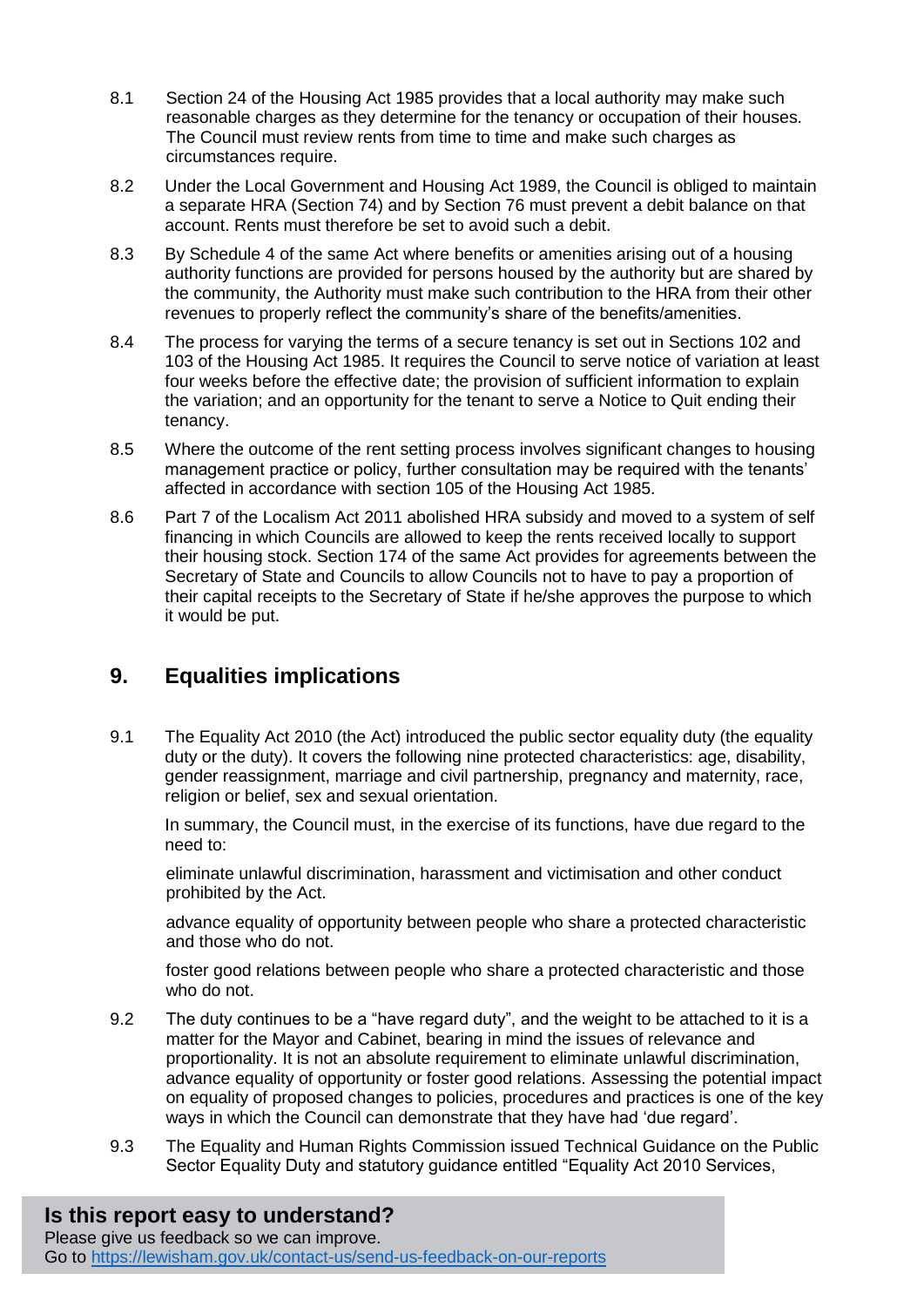8.1 Section 24 of the Housing Act 1985 provides that a local authority may make such reasonable charges as they determine for the tenancy or occupation of their houses. The Council must review rents from time to time and make such charges as circumstances require.

8.2 Under the Local Government and Housing Act 1989, the Council is obliged to maintain a separate HRA (Section 74) and by Section 76 must prevent a debit balance on that account. Rents must therefore be set to avoid such a debit.

8.3 By Schedule 4 of the same Act where benefits or amenities arising out of a housing authority functions are provided for persons housed by the authority but are shared by the community, the Authority must make such contribution to the HRA from their other revenues to properly reflect the community's share of the benefits/amenities.

8.4 The process for varying the terms of a secure tenancy is set out in Sections 102 and 103 of the Housing Act 1985. It requires the Council to serve notice of variation at least four weeks before the effective date; the provision of sufficient information to explain the variation; and an opportunity for the tenant to serve a Notice to Quit ending their tenancy.

8.5 Where the outcome of the rent setting process involves significant changes to housing management practice or policy, further consultation may be required with the tenants' affected in accordance with section 105 of the Housing Act 1985.

8.6 Part 7 of the Localism Act 2011 abolished HRA subsidy and moved to a system of self financing in which Councils are allowed to keep the rents received locally to support their housing stock. Section 174 of the same Act provides for agreements between the Secretary of State and Councils to allow Councils not to have to pay a proportion of their capital receipts to the Secretary of State if he/she approves the purpose to which it would be put.

## 9. Equalities implications

9.1 The Equality Act 2010 (the Act) introduced the public sector equality duty (the equality duty or the duty). It covers the following nine protected characteristics: age, disability, gender reassignment, marriage and civil partnership, pregnancy and maternity, race, religion or belief, sex and sexual orientation.

In summary, the Council must, in the exercise of its functions, have due regard to the need to:

eliminate unlawful discrimination, harassment and victimisation and other conduct prohibited by the Act.

advance equality of opportunity between people who share a protected characteristic and those who do not.

foster good relations between people who share a protected characteristic and those who do not.

9.2 The duty continues to be a "have regard duty", and the weight to be attached to it is a matter for the Mayor and Cabinet, bearing in mind the issues of relevance and proportionality. It is not an absolute requirement to eliminate unlawful discrimination, advance equality of opportunity or foster good relations. Assessing the potential impact on equality of proposed changes to policies, procedures and practices is one of the key ways in which the Council can demonstrate that they have had 'due regard'.

9.3 The Equality and Human Rights Commission issued Technical Guidance on the Public Sector Equality Duty and statutory guidance entitled "Equality Act 2010 Services,

**Is this report easy to understand?**
Please give us feedback so we can improve.
Go to https://lewisham.gov.uk/contact-us/send-us-feedback-on-our-reports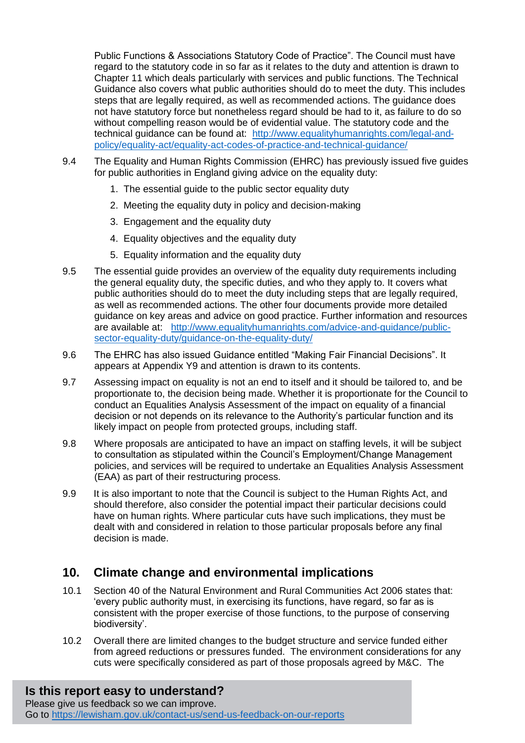Public Functions & Associations Statutory Code of Practice". The Council must have regard to the statutory code in so far as it relates to the duty and attention is drawn to Chapter 11 which deals particularly with services and public functions. The Technical Guidance also covers what public authorities should do to meet the duty. This includes steps that are legally required, as well as recommended actions. The guidance does not have statutory force but nonetheless regard should be had to it, as failure to do so without compelling reason would be of evidential value. The statutory code and the technical guidance can be found at: [http://www.equalityhumanrights.com/legal-and-policy/equality-act/equality-act-codes-of-practice-and-technical-guidance/](http://www.equalityhumanrights.com/legal-and-policy/equality-act/equality-act-codes-of-practice-and-technical-guidance/)

9.4 The Equality and Human Rights Commission (EHRC) has previously issued five guides for public authorities in England giving advice on the equality duty:

1. The essential guide to the public sector equality duty
2. Meeting the equality duty in policy and decision-making
3. Engagement and the equality duty
4. Equality objectives and the equality duty
5. Equality information and the equality duty

9.5 The essential guide provides an overview of the equality duty requirements including the general equality duty, the specific duties, and who they apply to. It covers what public authorities should do to meet the duty including steps that are legally required, as well as recommended actions. The other four documents provide more detailed guidance on key areas and advice on good practice. Further information and resources are available at: [http://www.equalityhumanrights.com/advice-and-guidance/public-sector-equality-duty/guidance-on-the-equality-duty/](http://www.equalityhumanrights.com/advice-and-guidance/public-sector-equality-duty/guidance-on-the-equality-duty/)

9.6 The EHRC has also issued Guidance entitled "Making Fair Financial Decisions". It appears at Appendix Y9 and attention is drawn to its contents.

9.7 Assessing impact on equality is not an end to itself and it should be tailored to, and be proportionate to, the decision being made. Whether it is proportionate for the Council to conduct an Equalities Analysis Assessment of the impact on equality of a financial decision or not depends on its relevance to the Authority's particular function and its likely impact on people from protected groups, including staff.

9.8 Where proposals are anticipated to have an impact on staffing levels, it will be subject to consultation as stipulated within the Council's Employment/Change Management policies, and services will be required to undertake an Equalities Analysis Assessment (EAA) as part of their restructuring process.

9.9 It is also important to note that the Council is subject to the Human Rights Act, and should therefore, also consider the potential impact their particular decisions could have on human rights. Where particular cuts have such implications, they must be dealt with and considered in relation to those particular proposals before any final decision is made.

## 10. Climate change and environmental implications

10.1 Section 40 of the Natural Environment and Rural Communities Act 2006 states that: 'every public authority must, in exercising its functions, have regard, so far as is consistent with the proper exercise of those functions, to the purpose of conserving biodiversity'.

10.2 Overall there are limited changes to the budget structure and service funded either from agreed reductions or pressures funded. The environment considerations for any cuts were specifically considered as part of those proposals agreed by M&C. The

**Is this report easy to understand?**
Please give us feedback so we can improve.
Go to [https://lewisham.gov.uk/contact-us/send-us-feedback-on-our-reports](https://lewisham.gov.uk/contact-us/send-us-feedback-on-our-reports)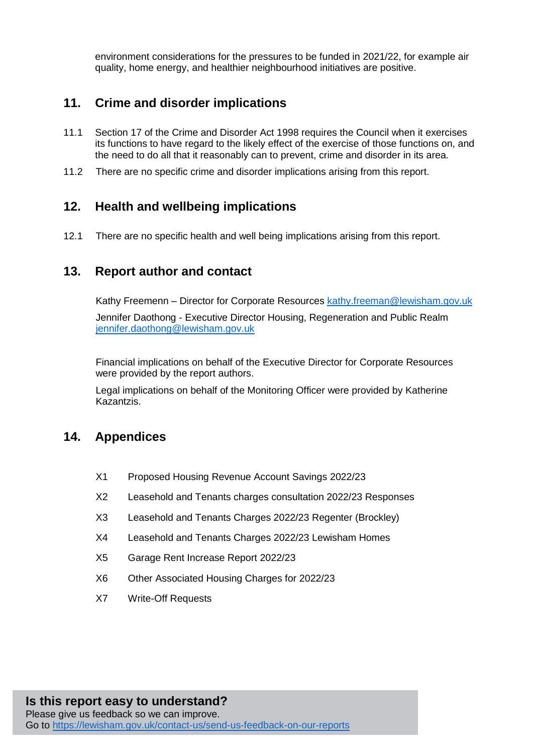environment considerations for the pressures to be funded in 2021/22, for example air quality, home energy, and healthier neighbourhood initiatives are positive.

## 11. Crime and disorder implications

11.1 Section 17 of the Crime and Disorder Act 1998 requires the Council when it exercises its functions to have regard to the likely effect of the exercise of those functions on, and the need to do all that it reasonably can to prevent, crime and disorder in its area.

11.2 There are no specific crime and disorder implications arising from this report.

## 12. Health and wellbeing implications

12.1 There are no specific health and well being implications arising from this report.

## 13. Report author and contact

Kathy Freemenn – Director for Corporate Resources kathy.freeman@lewisham.gov.uk

Jennifer Daothong - Executive Director Housing, Regeneration and Public Realm jennifer.daothong@lewisham.gov.uk

Financial implications on behalf of the Executive Director for Corporate Resources were provided by the report authors.

Legal implications on behalf of the Monitoring Officer were provided by Katherine Kazantzis.

## 14. Appendices

- X1 Proposed Housing Revenue Account Savings 2022/23
- X2 Leasehold and Tenants charges consultation 2022/23 Responses
- X3 Leasehold and Tenants Charges 2022/23 Regenter (Brockley)
- X4 Leasehold and Tenants Charges 2022/23 Lewisham Homes
- X5 Garage Rent Increase Report 2022/23
- X6 Other Associated Housing Charges for 2022/23
- X7 Write-Off Requests

**Is this report easy to understand?**
Please give us feedback so we can improve.
Go to https://lewisham.gov.uk/contact-us/send-us-feedback-on-our-reports